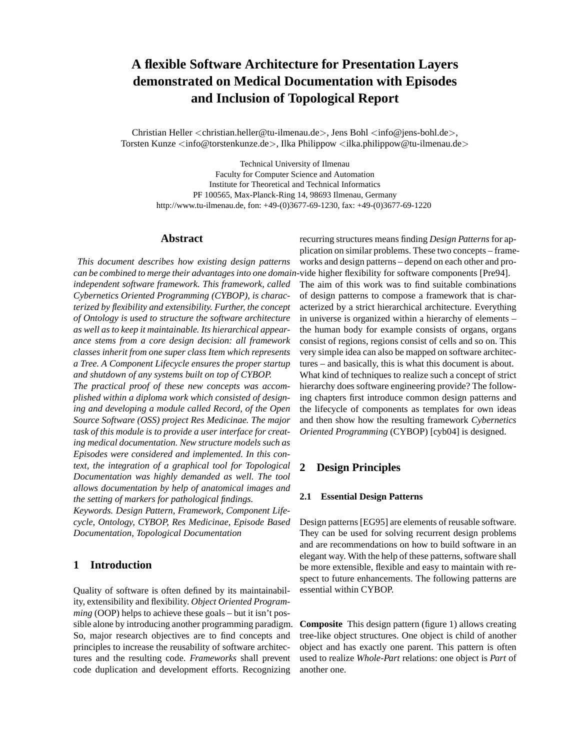# A flexible Software Architecture for Presentation Layers demonstrated on Medical Documentation with Episodes and Inclusion of Topological Report

Christian Heller <christian.heller@tu-ilmenau.de>, Jens Bohl <info@jens-bohl.de>, Torsten Kunze <info@torstenkunze.de>, Ilka Philippow <ilka.philippow@tu-ilmenau.de>

Technical University of Ilmenau
Faculty for Computer Science and Automation
Institute for Theoretical and Technical Informatics
PF 100565, Max-Planck-Ring 14, 98693 Ilmenau, Germany
http://www.tu-ilmenau.de, fon: +49-(0)3677-69-1230, fax: +49-(0)3677-69-1220

## Abstract

*This document describes how existing design patterns can be combined to merge their advantages into one domain-independent software framework. This framework, called Cybernetics Oriented Programming (CYBOP), is characterized by flexibility and extensibility. Further, the concept of Ontology is used to structure the software architecture as well as to keep it maintainable. Its hierarchical appearance stems from a core design decision: all framework classes inherit from one super class Item which represents a Tree. A Component Lifecycle ensures the proper startup and shutdown of any systems built on top of CYBOP.*

*The practical proof of these new concepts was accomplished within a diploma work which consisted of designing and developing a module called Record, of the Open Source Software (OSS) project Res Medicinae. The major task of this module is to provide a user interface for creating medical documentation. New structure models such as Episodes were considered and implemented. In this context, the integration of a graphical tool for Topological Documentation was highly demanded as well. The tool allows documentation by help of anatomical images and the setting of markers for pathological findings.*

*Keywords. Design Pattern, Framework, Component Lifecycle, Ontology, CYBOP, Res Medicinae, Episode Based Documentation, Topological Documentation*

## 1 Introduction

Quality of software is often defined by its maintainability, extensibility and flexibility. *Object Oriented Programming* (OOP) helps to achieve these goals – but it isn't possible alone by introducing another programming paradigm. So, major research objectives are to find concepts and principles to increase the reusability of software architectures and the resulting code. *Frameworks* shall prevent code duplication and development efforts. Recognizing recurring structures means finding *Design Patterns* for application on similar problems. These two concepts – frameworks and design patterns – depend on each other and provide higher flexibility for software components [Pre94].

The aim of this work was to find suitable combinations of design patterns to compose a framework that is characterized by a strict hierarchical architecture. Everything in universe is organized within a hierarchy of elements – the human body for example consists of organs, organs consist of regions, regions consist of cells and so on. This very simple idea can also be mapped on software architectures – and basically, this is what this document is about.

What kind of techniques to realize such a concept of strict hierarchy does software engineering provide? The following chapters first introduce common design patterns and the lifecycle of components as templates for own ideas and then show how the resulting framework *Cybernetics Oriented Programming* (CYBOP) [cyb04] is designed.

## 2 Design Principles

### 2.1 Essential Design Patterns

Design patterns [EG95] are elements of reusable software. They can be used for solving recurrent design problems and are recommendations on how to build software in an elegant way. With the help of these patterns, software shall be more extensible, flexible and easy to maintain with respect to future enhancements. The following patterns are essential within CYBOP.

**Composite** This design pattern (figure 1) allows creating tree-like object structures. One object is child of another object and has exactly one parent. This pattern is often used to realize *Whole-Part* relations: one object is *Part* of another one.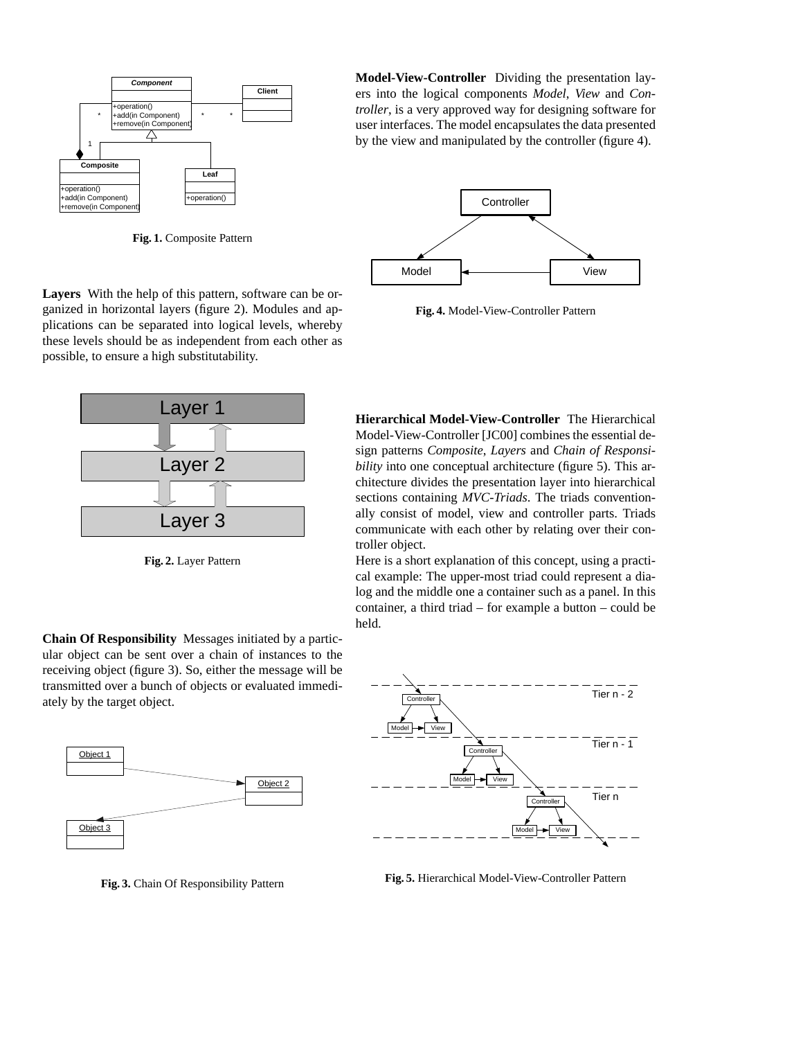Fig. 1. Composite Pattern

**Layers** With the help of this pattern, software can be organized in horizontal layers (figure 2). Modules and applications can be separated into logical levels, whereby these levels should be as independent from each other as possible, to ensure a high substitutability.

Fig. 2. Layer Pattern

**Chain Of Responsibility** Messages initiated by a particular object can be sent over a chain of instances to the receiving object (figure 3). So, either the message will be transmitted over a bunch of objects or evaluated immediately by the target object.

Fig. 3. Chain Of Responsibility Pattern

**Model-View-Controller** Dividing the presentation layers into the logical components *Model*, *View* and *Controller*, is a very approved way for designing software for user interfaces. The model encapsulates the data presented by the view and manipulated by the controller (figure 4).

Fig. 4. Model-View-Controller Pattern

**Hierarchical Model-View-Controller** The Hierarchical Model-View-Controller [JC00] combines the essential design patterns *Composite*, *Layers* and *Chain of Responsibility* into one conceptual architecture (figure 5). This architecture divides the presentation layer into hierarchical sections containing *MVC-Triads*. The triads conventionally consist of model, view and controller parts. Triads communicate with each other by relating over their controller object.

Here is a short explanation of this concept, using a practical example: The upper-most triad could represent a dialog and the middle one a container such as a panel. In this container, a third triad – for example a button – could be held.

Fig. 5. Hierarchical Model-View-Controller Pattern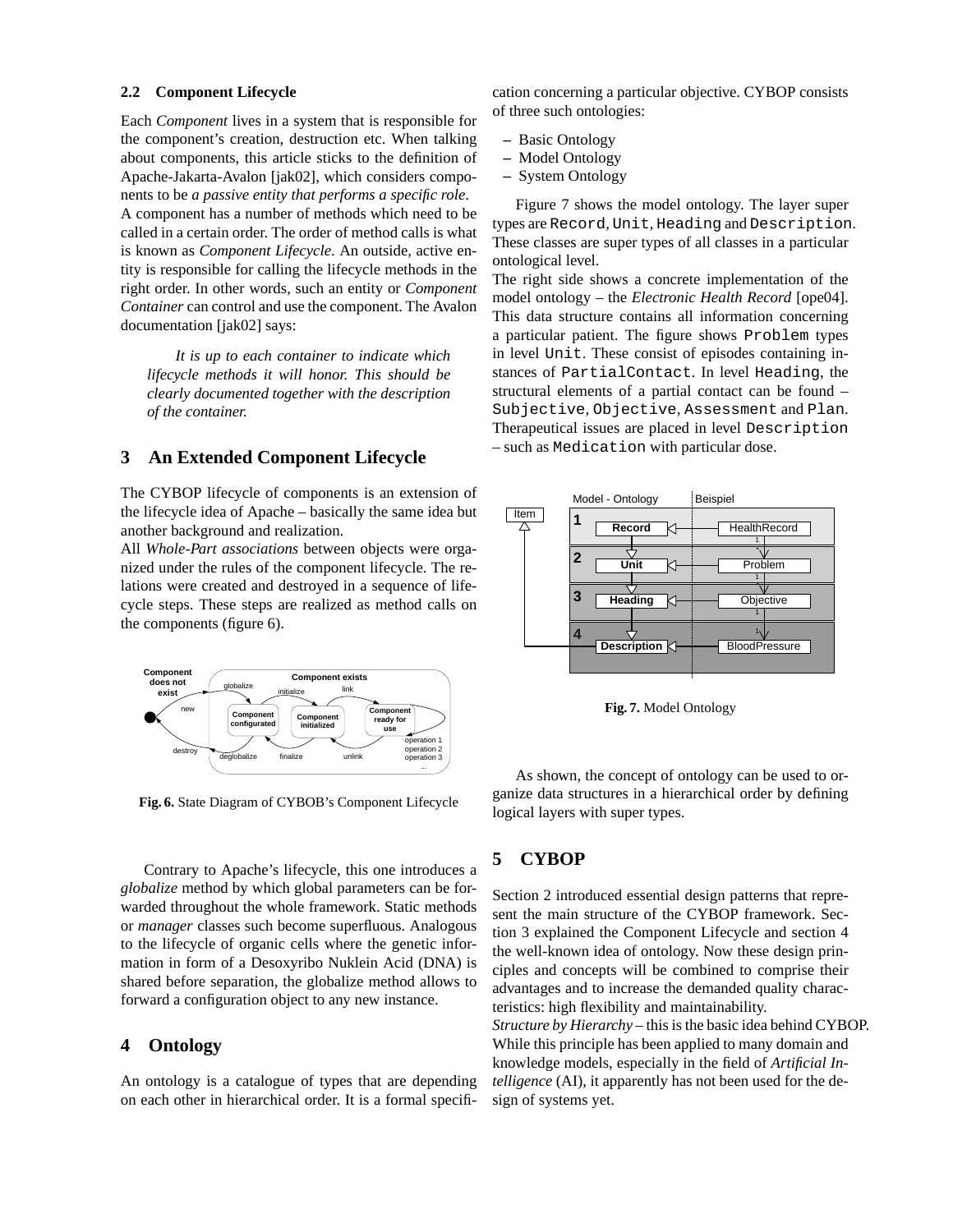### 2.2 Component Lifecycle

Each *Component* lives in a system that is responsible for the component's creation, destruction etc. When talking about components, this article sticks to the definition of Apache-Jakarta-Avalon [jak02], which considers components to be *a passive entity that performs a specific role*.
A component has a number of methods which need to be called in a certain order. The order of method calls is what is known as *Component Lifecycle*. An outside, active entity is responsible for calling the lifecycle methods in the right order. In other words, such an entity or *Component Container* can control and use the component. The Avalon documentation [jak02] says:

> *It is up to each container to indicate which lifecycle methods it will honor. This should be clearly documented together with the description of the container.*

## 3 An Extended Component Lifecycle

The CYBOP lifecycle of components is an extension of the lifecycle idea of Apache – basically the same idea but another background and realization.
All *Whole-Part associations* between objects were organized under the rules of the component lifecycle. The relations were created and destroyed in a sequence of lifecycle steps. These steps are realized as method calls on the components (figure 6).

**Fig. 6.** State Diagram of CYBOB's Component Lifecycle

Contrary to Apache's lifecycle, this one introduces a *globalize* method by which global parameters can be forwarded throughout the whole framework. Static methods or *manager* classes such become superfluous. Analogous to the lifecycle of organic cells where the genetic information in form of a Desoxyribo Nuklein Acid (DNA) is shared before separation, the globalize method allows to forward a configuration object to any new instance.

## 4 Ontology

An ontology is a catalogue of types that are depending on each other in hierarchical order. It is a formal specification concerning a particular objective. CYBOP consists of three such ontologies:

- Basic Ontology
- Model Ontology
- System Ontology

Figure 7 shows the model ontology. The layer super types are `Record`, `Unit`, `Heading` and `Description`. These classes are super types of all classes in a particular ontological level.
The right side shows a concrete implementation of the model ontology – the *Electronic Health Record* [ope04]. This data structure contains all information concerning a particular patient. The figure shows `Problem` types in level `Unit`. These consist of episodes containing instances of `PartialContact`. In level `Heading`, the structural elements of a partial contact can be found – `Subjective`, `Objective`, `Assessment` and `Plan`. Therapeutical issues are placed in level `Description` – such as `Medication` with particular dose.

**Fig. 7.** Model Ontology

As shown, the concept of ontology can be used to organize data structures in a hierarchical order by defining logical layers with super types.

## 5 CYBOP

Section 2 introduced essential design patterns that represent the main structure of the CYBOP framework. Section 3 explained the Component Lifecycle and section 4 the well-known idea of ontology. Now these design principles and concepts will be combined to comprise their advantages and to increase the demanded quality characteristics: high flexibility and maintainability.
*Structure by Hierarchy* – this is the basic idea behind CYBOP. While this principle has been applied to many domain and knowledge models, especially in the field of *Artificial Intelligence* (AI), it apparently has not been used for the design of systems yet.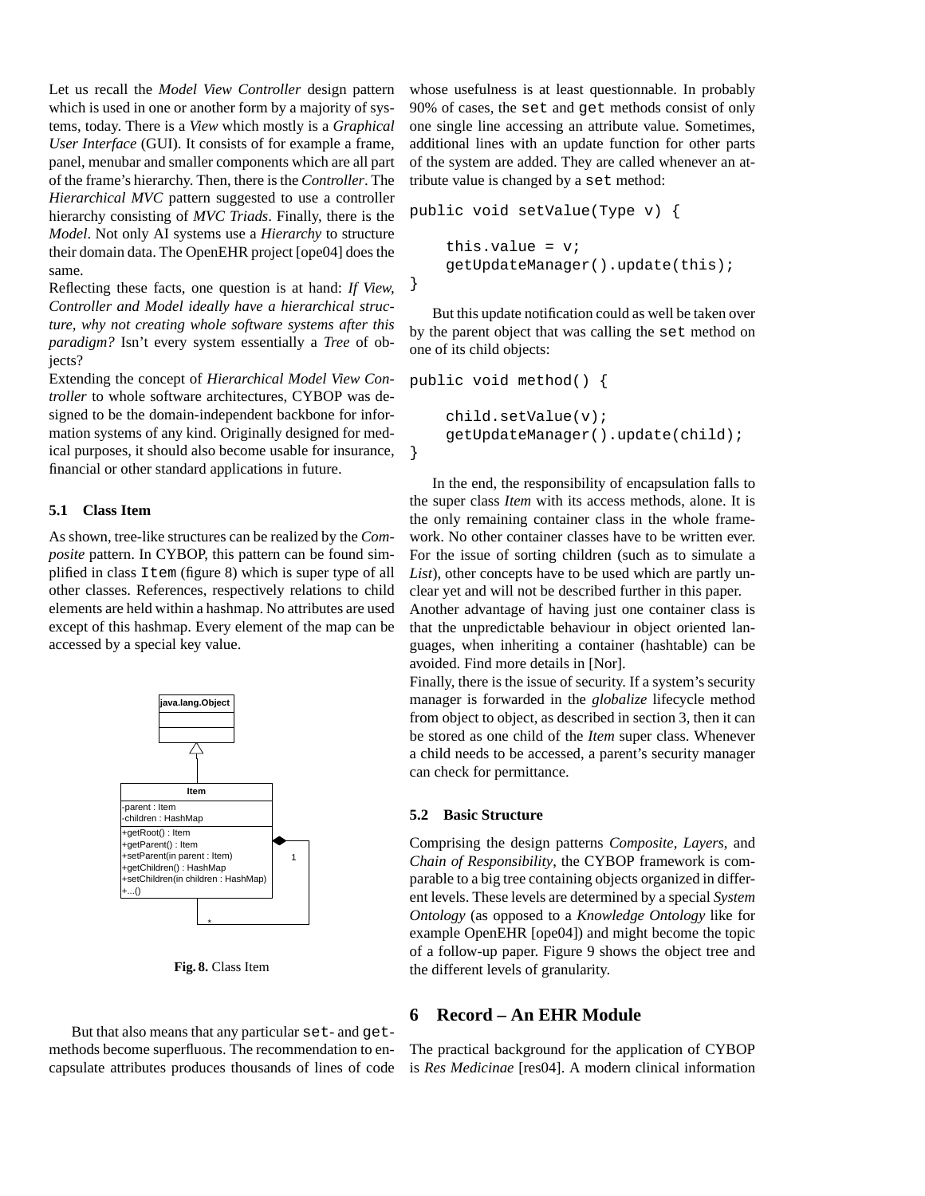Let us recall the *Model View Controller* design pattern which is used in one or another form by a majority of systems, today. There is a *View* which mostly is a *Graphical User Interface* (GUI). It consists of for example a frame, panel, menubar and smaller components which are all part of the frame's hierarchy. Then, there is the *Controller*. The *Hierarchical MVC* pattern suggested to use a controller hierarchy consisting of *MVC Triads*. Finally, there is the *Model*. Not only AI systems use a *Hierarchy* to structure their domain data. The OpenEHR project [ope04] does the same.

Reflecting these facts, one question is at hand: *If View, Controller and Model ideally have a hierarchical structure, why not creating whole software systems after this paradigm?* Isn't every system essentially a *Tree* of objects?

Extending the concept of *Hierarchical Model View Controller* to whole software architectures, CYBOP was designed to be the domain-independent backbone for information systems of any kind. Originally designed for medical purposes, it should also become usable for insurance, financial or other standard applications in future.

### 5.1 Class Item

As shown, tree-like structures can be realized by the *Composite* pattern. In CYBOP, this pattern can be found simplified in class `Item` (figure 8) which is super type of all other classes. References, respectively relations to child elements are held within a hashmap. No attributes are used except of this hashmap. Every element of the map can be accessed by a special key value.

| java.lang.Object |
| --- |
| |
| |

| Item |
| --- |
| -parent : Item<br>-children : HashMap |
| +getRoot() : Item<br>+getParent() : Item<br>+setParent(in parent : Item)<br>+getChildren() : HashMap<br>+setChildren(in children : HashMap)<br>+...() |

**Fig. 8.** Class Item

But that also means that any particular `set`- and `get`-methods become superfluous. The recommendation to encapsulate attributes produces thousands of lines of code whose usefulness is at least questionnable. In probably 90% of cases, the `set` and `get` methods consist of only one single line accessing an attribute value. Sometimes, additional lines with an update function for other parts of the system are added. They are called whenever an attribute value is changed by a `set` method:

```
public void setValue(Type v) {

    this.value = v;
    getUpdateManager().update(this);
}
```

But this update notification could as well be taken over by the parent object that was calling the `set` method on one of its child objects:

```
public void method() {

    child.setValue(v);
    getUpdateManager().update(child);
}
```

In the end, the responsibility of encapsulation falls to the super class *Item* with its access methods, alone. It is the only remaining container class in the whole framework. No other container classes have to be written ever. For the issue of sorting children (such as to simulate a *List*), other concepts have to be used which are partly unclear yet and will not be described further in this paper.

Another advantage of having just one container class is that the unpredictable behaviour in object oriented languages, when inheriting a container (hashtable) can be avoided. Find more details in [Nor].

Finally, there is the issue of security. If a system's security manager is forwarded in the *globalize* lifecycle method from object to object, as described in section 3, then it can be stored as one child of the *Item* super class. Whenever a child needs to be accessed, a parent's security manager can check for permittance.

### 5.2 Basic Structure

Comprising the design patterns *Composite*, *Layers*, and *Chain of Responsibility*, the CYBOP framework is comparable to a big tree containing objects organized in different levels. These levels are determined by a special *System Ontology* (as opposed to a *Knowledge Ontology* like for example OpenEHR [ope04]) and might become the topic of a follow-up paper. Figure 9 shows the object tree and the different levels of granularity.

## 6 Record – An EHR Module

The practical background for the application of CYBOP is *Res Medicinae* [res04]. A modern clinical information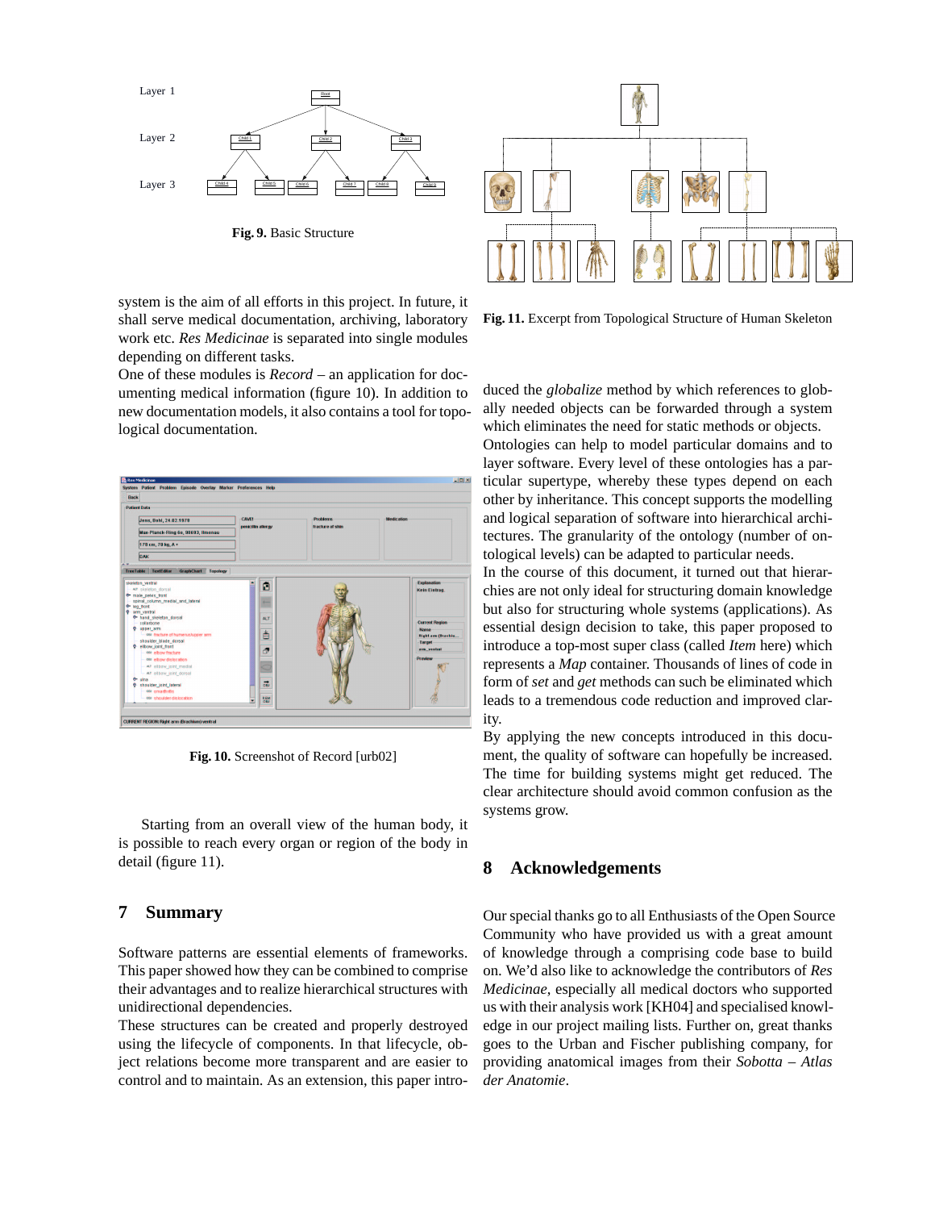Fig. 9. Basic Structure

system is the aim of all efforts in this project. In future, it shall serve medical documentation, archiving, laboratory work etc. *Res Medicinae* is separated into single modules depending on different tasks.

One of these modules is *Record* – an application for documenting medical information (figure 10). In addition to new documentation models, it also contains a tool for topological documentation.

**Fig. 10.** Screenshot of Record [urb02]

Starting from an overall view of the human body, it is possible to reach every organ or region of the body in detail (figure 11).

**Fig. 11.** Excerpt from Topological Structure of Human Skeleton

## 7 Summary

Software patterns are essential elements of frameworks. This paper showed how they can be combined to comprise their advantages and to realize hierarchical structures with unidirectional dependencies.

These structures can be created and properly destroyed using the lifecycle of components. In that lifecycle, object relations become more transparent and are easier to control and to maintain. As an extension, this paper introduced the *globalize* method by which references to globally needed objects can be forwarded through a system which eliminates the need for static methods or objects.

Ontologies can help to model particular domains and to layer software. Every level of these ontologies has a particular supertype, whereby these types depend on each other by inheritance. This concept supports the modelling and logical separation of software into hierarchical architectures. The granularity of the ontology (number of ontological levels) can be adapted to particular needs.

In the course of this document, it turned out that hierarchies are not only ideal for structuring domain knowledge but also for structuring whole systems (applications). As essential design decision to take, this paper proposed to introduce a top-most super class (called *Item* here) which represents a *Map* container. Thousands of lines of code in form of *set* and *get* methods can be eliminated which leads to a tremendous code reduction and improved clarity.

By applying the new concepts introduced in this document, the quality of software can hopefully be increased. The time for building systems might get reduced. The clear architecture should avoid common confusion as the systems grow.

## 8 Acknowledgements

Our special thanks go to all Enthusiasts of the Open Source Community who have provided us with a great amount of knowledge through a comprising code base to build on. We'd also like to acknowledge the contributors of *Res Medicinae*, especially all medical doctors who supported us with their analysis work [KH04] and specialised knowledge in our project mailing lists. Further on, great thanks goes to the Urban and Fischer publishing company, for providing anatomical images from their *Sobotta – Atlas der Anatomie*.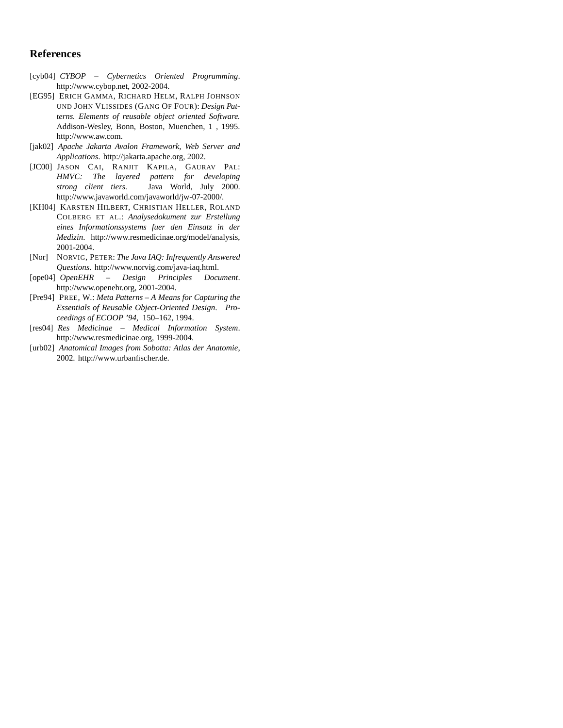## References

[cyb04] *CYBOP – Cybernetics Oriented Programming*. http://www.cybop.net, 2002-2004.

[EG95] ERICH GAMMA, RICHARD HELM, RALPH JOHNSON UND JOHN VLISSIDES (GANG OF FOUR): *Design Patterns. Elements of reusable object oriented Software.* Addison-Wesley, Bonn, Boston, Muenchen, 1 , 1995. http://www.aw.com.

[jak02] *Apache Jakarta Avalon Framework, Web Server and Applications*. http://jakarta.apache.org, 2002.

[JC00] JASON CAI, RANJIT KAPILA, GAURAV PAL: *HMVC: The layered pattern for developing strong client tiers.* Java World, July 2000. http://www.javaworld.com/javaworld/jw-07-2000/.

[KH04] KARSTEN HILBERT, CHRISTIAN HELLER, ROLAND COLBERG ET AL.: *Analysedokument zur Erstellung eines Informationssystems fuer den Einsatz in der Medizin*. http://www.resmedicinae.org/model/analysis, 2001-2004.

[Nor] NORVIG, PETER: *The Java IAQ: Infrequently Answered Questions*. http://www.norvig.com/java-iaq.html.

[ope04] *OpenEHR – Design Principles Document*. http://www.openehr.org, 2001-2004.

[Pre94] PREE, W.: *Meta Patterns – A Means for Capturing the Essentials of Reusable Object-Oriented Design*. *Proceedings of ECOOP '94*, 150–162, 1994.

[res04] *Res Medicinae – Medical Information System*. http://www.resmedicinae.org, 1999-2004.

[urb02] *Anatomical Images from Sobotta: Atlas der Anatomie*, 2002. http://www.urbanfischer.de.